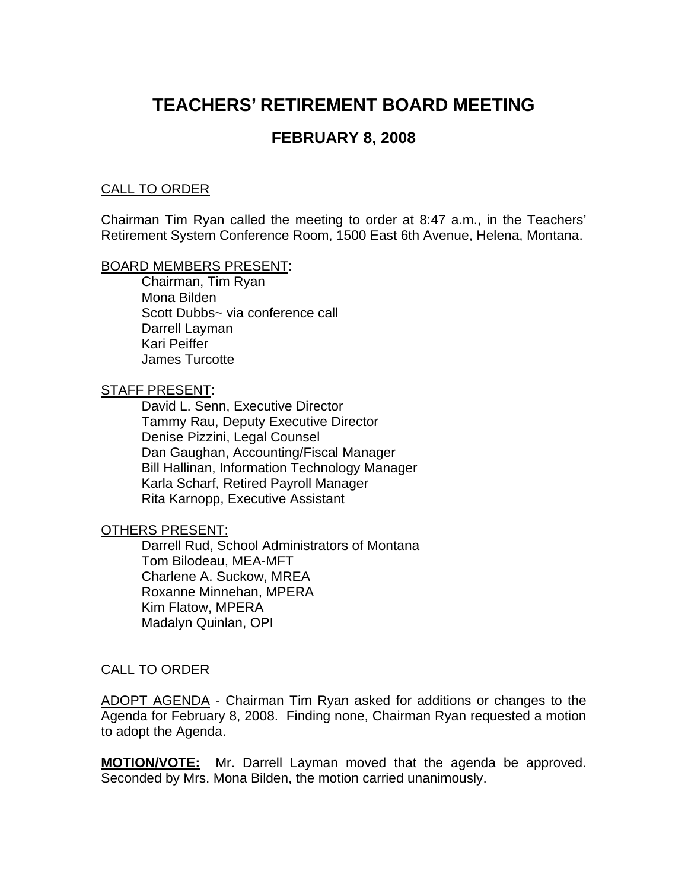# TEACHERS' RETIREMENT BOARD MEETING

## FEBRUARY 8, 2008

CALL TO ORDER

Chairman Tim Ryan called the meeting to order at 8:47 a.m., in the Teachers' Retirement System Conference Room, 1500 East 6th Avenue, Helena, Montana.

BOARD MEMBERS PRESENT:

- Chairman, Tim Ryan
- Mona Bilden
- Scott Dubbs~ via conference call
- Darrell Layman
- Kari Peiffer
- James Turcotte

STAFF PRESENT:

- David L. Senn, Executive Director
- Tammy Rau, Deputy Executive Director
- Denise Pizzini, Legal Counsel
- Dan Gaughan, Accounting/Fiscal Manager
- Bill Hallinan, Information Technology Manager
- Karla Scharf, Retired Payroll Manager
- Rita Karnopp, Executive Assistant

OTHERS PRESENT:

- Darrell Rud, School Administrators of Montana
- Tom Bilodeau, MEA-MFT
- Charlene A. Suckow, MREA
- Roxanne Minnehan, MPERA
- Kim Flatow, MPERA
- Madalyn Quinlan, OPI

CALL TO ORDER

ADOPT AGENDA - Chairman Tim Ryan asked for additions or changes to the Agenda for February 8, 2008. Finding none, Chairman Ryan requested a motion to adopt the Agenda.

**MOTION/VOTE:** Mr. Darrell Layman moved that the agenda be approved. Seconded by Mrs. Mona Bilden, the motion carried unanimously.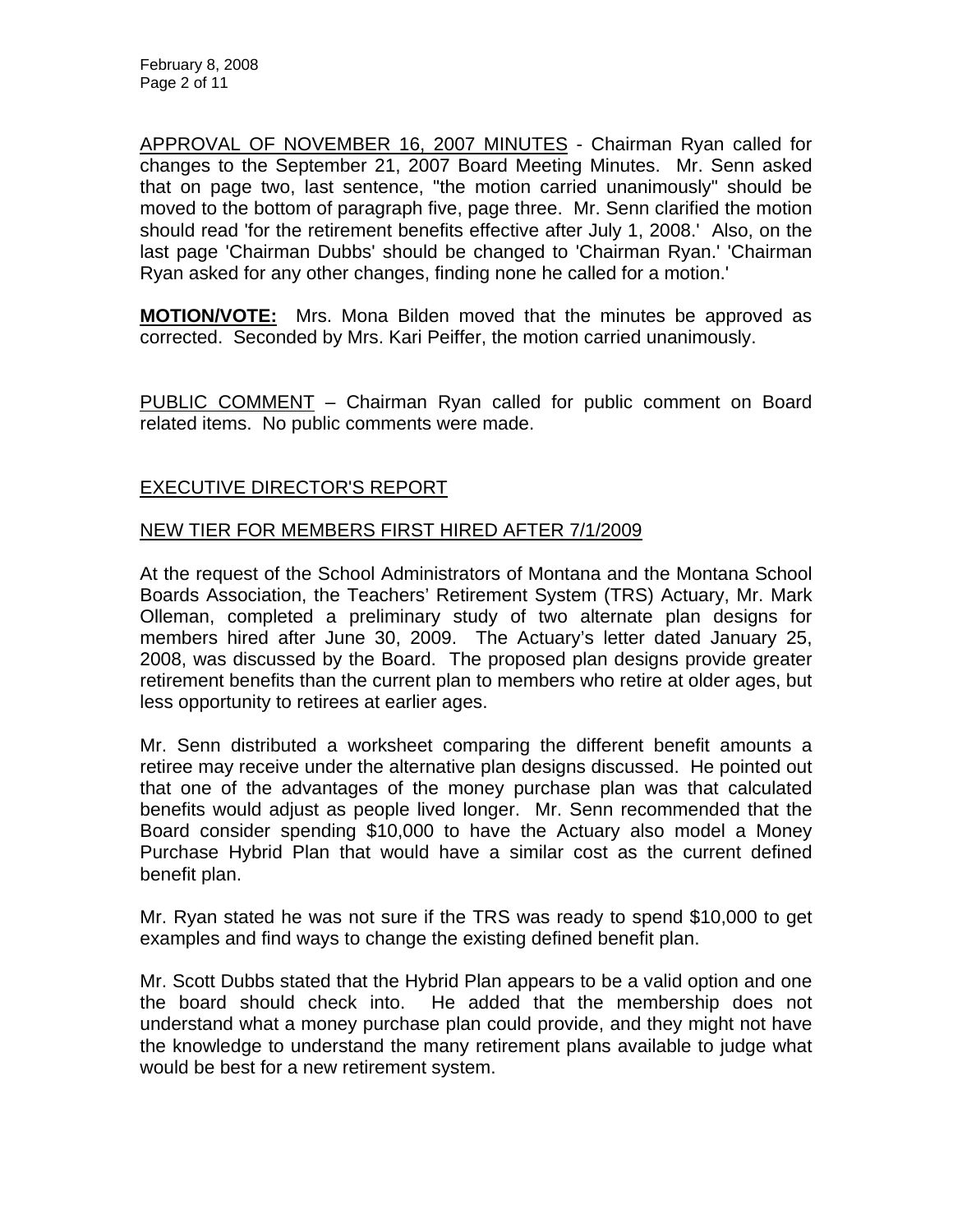APPROVAL OF NOVEMBER 16, 2007 MINUTES - Chairman Ryan called for changes to the September 21, 2007 Board Meeting Minutes. Mr. Senn asked that on page two, last sentence, "the motion carried unanimously" should be moved to the bottom of paragraph five, page three. Mr. Senn clarified the motion should read 'for the retirement benefits effective after July 1, 2008.' Also, on the last page 'Chairman Dubbs' should be changed to 'Chairman Ryan.' 'Chairman Ryan asked for any other changes, finding none he called for a motion.'

**MOTION/VOTE:** Mrs. Mona Bilden moved that the minutes be approved as corrected. Seconded by Mrs. Kari Peiffer, the motion carried unanimously.

PUBLIC COMMENT – Chairman Ryan called for public comment on Board related items. No public comments were made.

## EXECUTIVE DIRECTOR'S REPORT

### NEW TIER FOR MEMBERS FIRST HIRED AFTER 7/1/2009

At the request of the School Administrators of Montana and the Montana School Boards Association, the Teachers' Retirement System (TRS) Actuary, Mr. Mark Olleman, completed a preliminary study of two alternate plan designs for members hired after June 30, 2009. The Actuary's letter dated January 25, 2008, was discussed by the Board. The proposed plan designs provide greater retirement benefits than the current plan to members who retire at older ages, but less opportunity to retirees at earlier ages.

Mr. Senn distributed a worksheet comparing the different benefit amounts a retiree may receive under the alternative plan designs discussed. He pointed out that one of the advantages of the money purchase plan was that calculated benefits would adjust as people lived longer. Mr. Senn recommended that the Board consider spending $10,000 to have the Actuary also model a Money Purchase Hybrid Plan that would have a similar cost as the current defined benefit plan.

Mr. Ryan stated he was not sure if the TRS was ready to spend $10,000 to get examples and find ways to change the existing defined benefit plan.

Mr. Scott Dubbs stated that the Hybrid Plan appears to be a valid option and one the board should check into. He added that the membership does not understand what a money purchase plan could provide, and they might not have the knowledge to understand the many retirement plans available to judge what would be best for a new retirement system.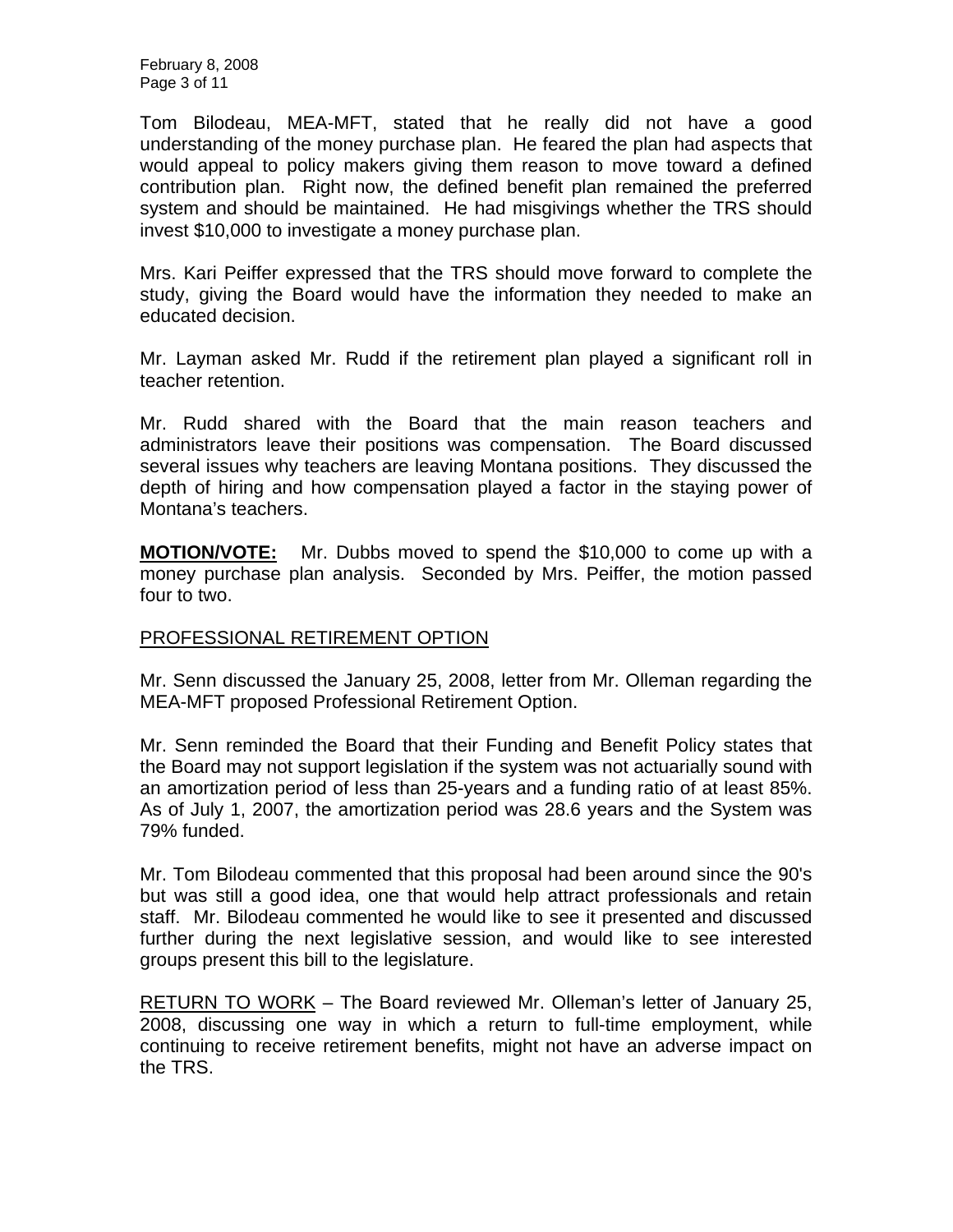Tom Bilodeau, MEA-MFT, stated that he really did not have a good understanding of the money purchase plan. He feared the plan had aspects that would appeal to policy makers giving them reason to move toward a defined contribution plan. Right now, the defined benefit plan remained the preferred system and should be maintained. He had misgivings whether the TRS should invest $10,000 to investigate a money purchase plan.

Mrs. Kari Peiffer expressed that the TRS should move forward to complete the study, giving the Board would have the information they needed to make an educated decision.

Mr. Layman asked Mr. Rudd if the retirement plan played a significant roll in teacher retention.

Mr. Rudd shared with the Board that the main reason teachers and administrators leave their positions was compensation. The Board discussed several issues why teachers are leaving Montana positions. They discussed the depth of hiring and how compensation played a factor in the staying power of Montana's teachers.

**MOTION/VOTE:** Mr. Dubbs moved to spend the $10,000 to come up with a money purchase plan analysis. Seconded by Mrs. Peiffer, the motion passed four to two.

PROFESSIONAL RETIREMENT OPTION

Mr. Senn discussed the January 25, 2008, letter from Mr. Olleman regarding the MEA-MFT proposed Professional Retirement Option.

Mr. Senn reminded the Board that their Funding and Benefit Policy states that the Board may not support legislation if the system was not actuarially sound with an amortization period of less than 25-years and a funding ratio of at least 85%. As of July 1, 2007, the amortization period was 28.6 years and the System was 79% funded.

Mr. Tom Bilodeau commented that this proposal had been around since the 90's but was still a good idea, one that would help attract professionals and retain staff. Mr. Bilodeau commented he would like to see it presented and discussed further during the next legislative session, and would like to see interested groups present this bill to the legislature.

RETURN TO WORK – The Board reviewed Mr. Olleman's letter of January 25, 2008, discussing one way in which a return to full-time employment, while continuing to receive retirement benefits, might not have an adverse impact on the TRS.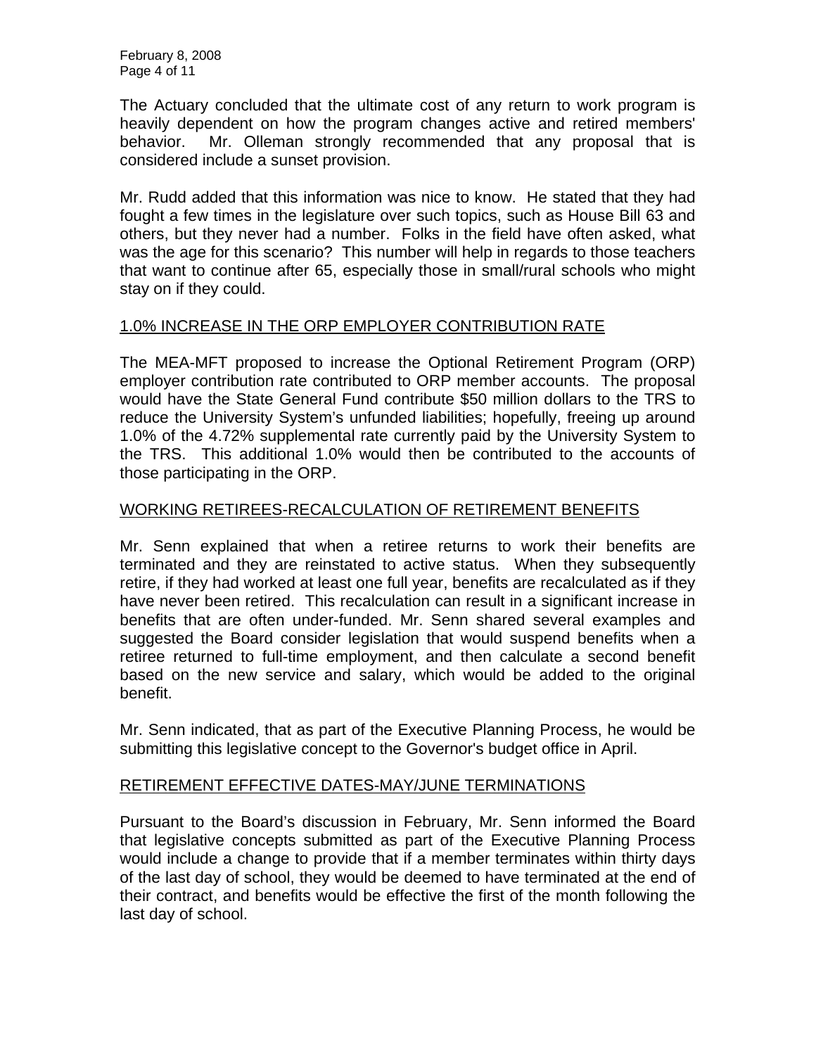The Actuary concluded that the ultimate cost of any return to work program is heavily dependent on how the program changes active and retired members' behavior. Mr. Olleman strongly recommended that any proposal that is considered include a sunset provision.

Mr. Rudd added that this information was nice to know. He stated that they had fought a few times in the legislature over such topics, such as House Bill 63 and others, but they never had a number. Folks in the field have often asked, what was the age for this scenario? This number will help in regards to those teachers that want to continue after 65, especially those in small/rural schools who might stay on if they could.

## 1.0% INCREASE IN THE ORP EMPLOYER CONTRIBUTION RATE

The MEA-MFT proposed to increase the Optional Retirement Program (ORP) employer contribution rate contributed to ORP member accounts. The proposal would have the State General Fund contribute $50 million dollars to the TRS to reduce the University System's unfunded liabilities; hopefully, freeing up around 1.0% of the 4.72% supplemental rate currently paid by the University System to the TRS. This additional 1.0% would then be contributed to the accounts of those participating in the ORP.

## WORKING RETIREES-RECALCULATION OF RETIREMENT BENEFITS

Mr. Senn explained that when a retiree returns to work their benefits are terminated and they are reinstated to active status. When they subsequently retire, if they had worked at least one full year, benefits are recalculated as if they have never been retired. This recalculation can result in a significant increase in benefits that are often under-funded. Mr. Senn shared several examples and suggested the Board consider legislation that would suspend benefits when a retiree returned to full-time employment, and then calculate a second benefit based on the new service and salary, which would be added to the original benefit.

Mr. Senn indicated, that as part of the Executive Planning Process, he would be submitting this legislative concept to the Governor's budget office in April.

## RETIREMENT EFFECTIVE DATES-MAY/JUNE TERMINATIONS

Pursuant to the Board's discussion in February, Mr. Senn informed the Board that legislative concepts submitted as part of the Executive Planning Process would include a change to provide that if a member terminates within thirty days of the last day of school, they would be deemed to have terminated at the end of their contract, and benefits would be effective the first of the month following the last day of school.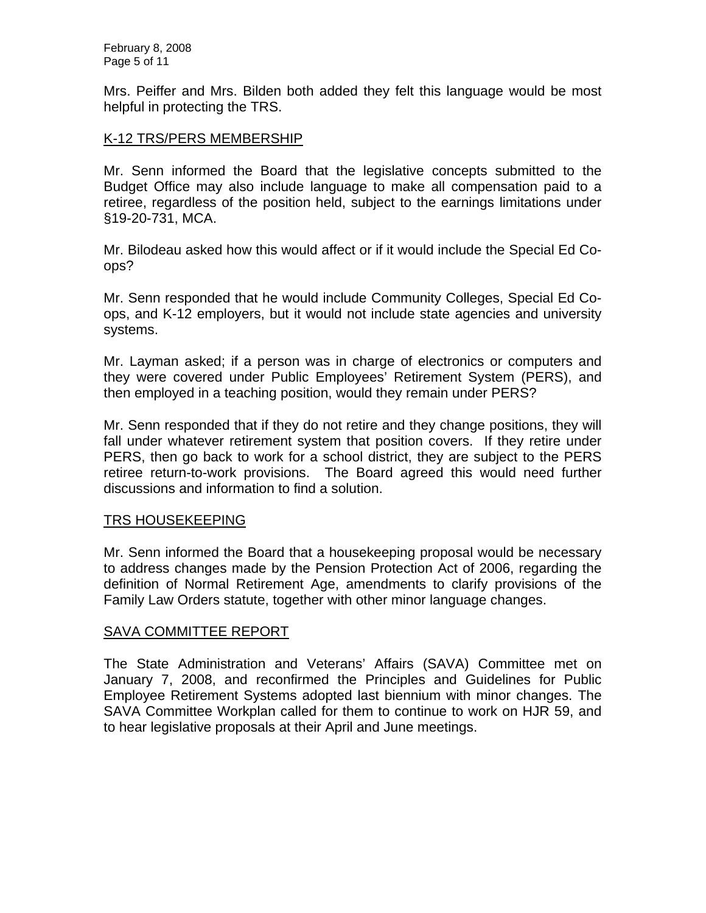Mrs. Peiffer and Mrs. Bilden both added they felt this language would be most helpful in protecting the TRS.

## K-12 TRS/PERS MEMBERSHIP

Mr. Senn informed the Board that the legislative concepts submitted to the Budget Office may also include language to make all compensation paid to a retiree, regardless of the position held, subject to the earnings limitations under §19-20-731, MCA.

Mr. Bilodeau asked how this would affect or if it would include the Special Ed Co-ops?

Mr. Senn responded that he would include Community Colleges, Special Ed Co-ops, and K-12 employers, but it would not include state agencies and university systems.

Mr. Layman asked; if a person was in charge of electronics or computers and they were covered under Public Employees' Retirement System (PERS), and then employed in a teaching position, would they remain under PERS?

Mr. Senn responded that if they do not retire and they change positions, they will fall under whatever retirement system that position covers. If they retire under PERS, then go back to work for a school district, they are subject to the PERS retiree return-to-work provisions. The Board agreed this would need further discussions and information to find a solution.

## TRS HOUSEKEEPING

Mr. Senn informed the Board that a housekeeping proposal would be necessary to address changes made by the Pension Protection Act of 2006, regarding the definition of Normal Retirement Age, amendments to clarify provisions of the Family Law Orders statute, together with other minor language changes.

## SAVA COMMITTEE REPORT

The State Administration and Veterans' Affairs (SAVA) Committee met on January 7, 2008, and reconfirmed the Principles and Guidelines for Public Employee Retirement Systems adopted last biennium with minor changes. The SAVA Committee Workplan called for them to continue to work on HJR 59, and to hear legislative proposals at their April and June meetings.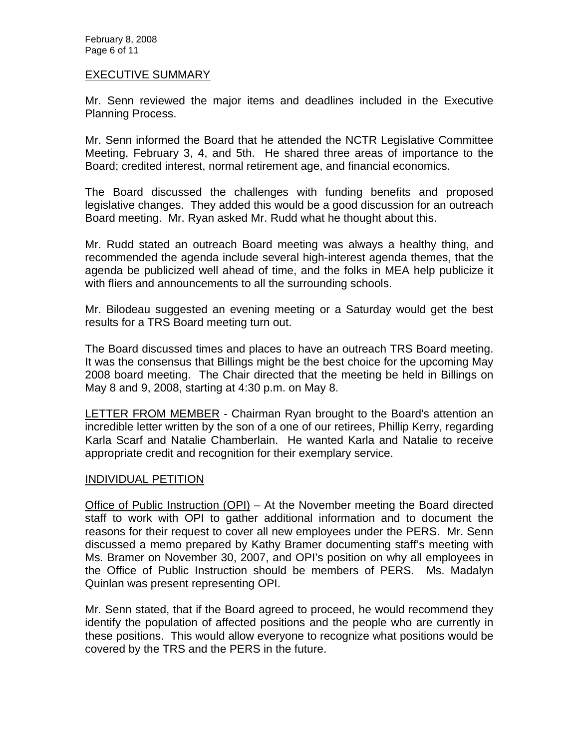## EXECUTIVE SUMMARY

Mr. Senn reviewed the major items and deadlines included in the Executive Planning Process.

Mr. Senn informed the Board that he attended the NCTR Legislative Committee Meeting, February 3, 4, and 5th. He shared three areas of importance to the Board; credited interest, normal retirement age, and financial economics.

The Board discussed the challenges with funding benefits and proposed legislative changes. They added this would be a good discussion for an outreach Board meeting. Mr. Ryan asked Mr. Rudd what he thought about this.

Mr. Rudd stated an outreach Board meeting was always a healthy thing, and recommended the agenda include several high-interest agenda themes, that the agenda be publicized well ahead of time, and the folks in MEA help publicize it with fliers and announcements to all the surrounding schools.

Mr. Bilodeau suggested an evening meeting or a Saturday would get the best results for a TRS Board meeting turn out.

The Board discussed times and places to have an outreach TRS Board meeting. It was the consensus that Billings might be the best choice for the upcoming May 2008 board meeting. The Chair directed that the meeting be held in Billings on May 8 and 9, 2008, starting at 4:30 p.m. on May 8.

LETTER FROM MEMBER - Chairman Ryan brought to the Board's attention an incredible letter written by the son of a one of our retirees, Phillip Kerry, regarding Karla Scarf and Natalie Chamberlain. He wanted Karla and Natalie to receive appropriate credit and recognition for their exemplary service.

## INDIVIDUAL PETITION

Office of Public Instruction (OPI) – At the November meeting the Board directed staff to work with OPI to gather additional information and to document the reasons for their request to cover all new employees under the PERS. Mr. Senn discussed a memo prepared by Kathy Bramer documenting staff's meeting with Ms. Bramer on November 30, 2007, and OPI's position on why all employees in the Office of Public Instruction should be members of PERS. Ms. Madalyn Quinlan was present representing OPI.

Mr. Senn stated, that if the Board agreed to proceed, he would recommend they identify the population of affected positions and the people who are currently in these positions. This would allow everyone to recognize what positions would be covered by the TRS and the PERS in the future.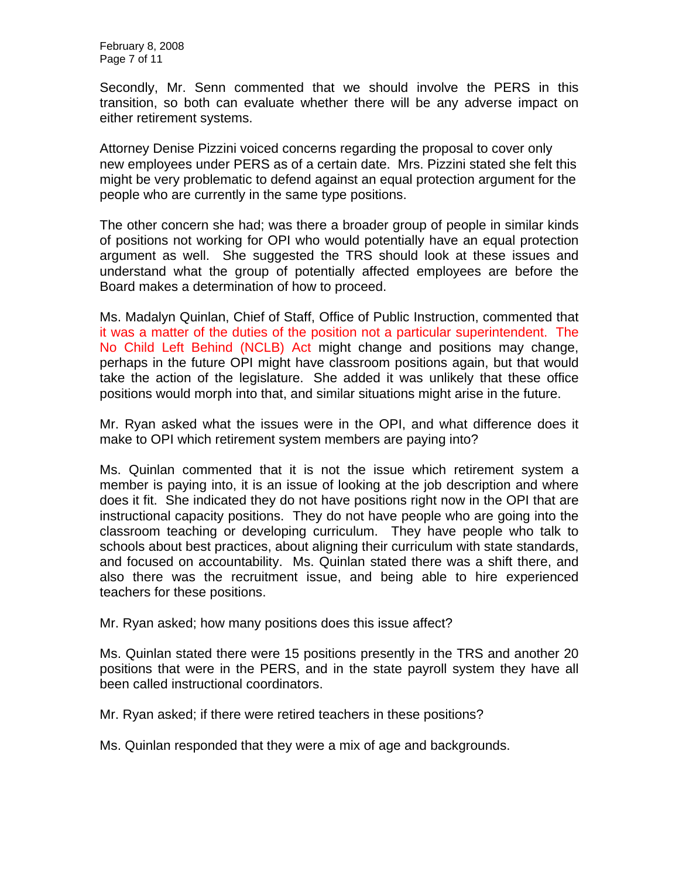Secondly, Mr. Senn commented that we should involve the PERS in this transition, so both can evaluate whether there will be any adverse impact on either retirement systems.

Attorney Denise Pizzini voiced concerns regarding the proposal to cover only new employees under PERS as of a certain date. Mrs. Pizzini stated she felt this might be very problematic to defend against an equal protection argument for the people who are currently in the same type positions.

The other concern she had; was there a broader group of people in similar kinds of positions not working for OPI who would potentially have an equal protection argument as well. She suggested the TRS should look at these issues and understand what the group of potentially affected employees are before the Board makes a determination of how to proceed.

Ms. Madalyn Quinlan, Chief of Staff, Office of Public Instruction, commented that it was a matter of the duties of the position not a particular superintendent. The No Child Left Behind (NCLB) Act might change and positions may change, perhaps in the future OPI might have classroom positions again, but that would take the action of the legislature. She added it was unlikely that these office positions would morph into that, and similar situations might arise in the future.

Mr. Ryan asked what the issues were in the OPI, and what difference does it make to OPI which retirement system members are paying into?

Ms. Quinlan commented that it is not the issue which retirement system a member is paying into, it is an issue of looking at the job description and where does it fit. She indicated they do not have positions right now in the OPI that are instructional capacity positions. They do not have people who are going into the classroom teaching or developing curriculum. They have people who talk to schools about best practices, about aligning their curriculum with state standards, and focused on accountability. Ms. Quinlan stated there was a shift there, and also there was the recruitment issue, and being able to hire experienced teachers for these positions.

Mr. Ryan asked; how many positions does this issue affect?

Ms. Quinlan stated there were 15 positions presently in the TRS and another 20 positions that were in the PERS, and in the state payroll system they have all been called instructional coordinators.

Mr. Ryan asked; if there were retired teachers in these positions?

Ms. Quinlan responded that they were a mix of age and backgrounds.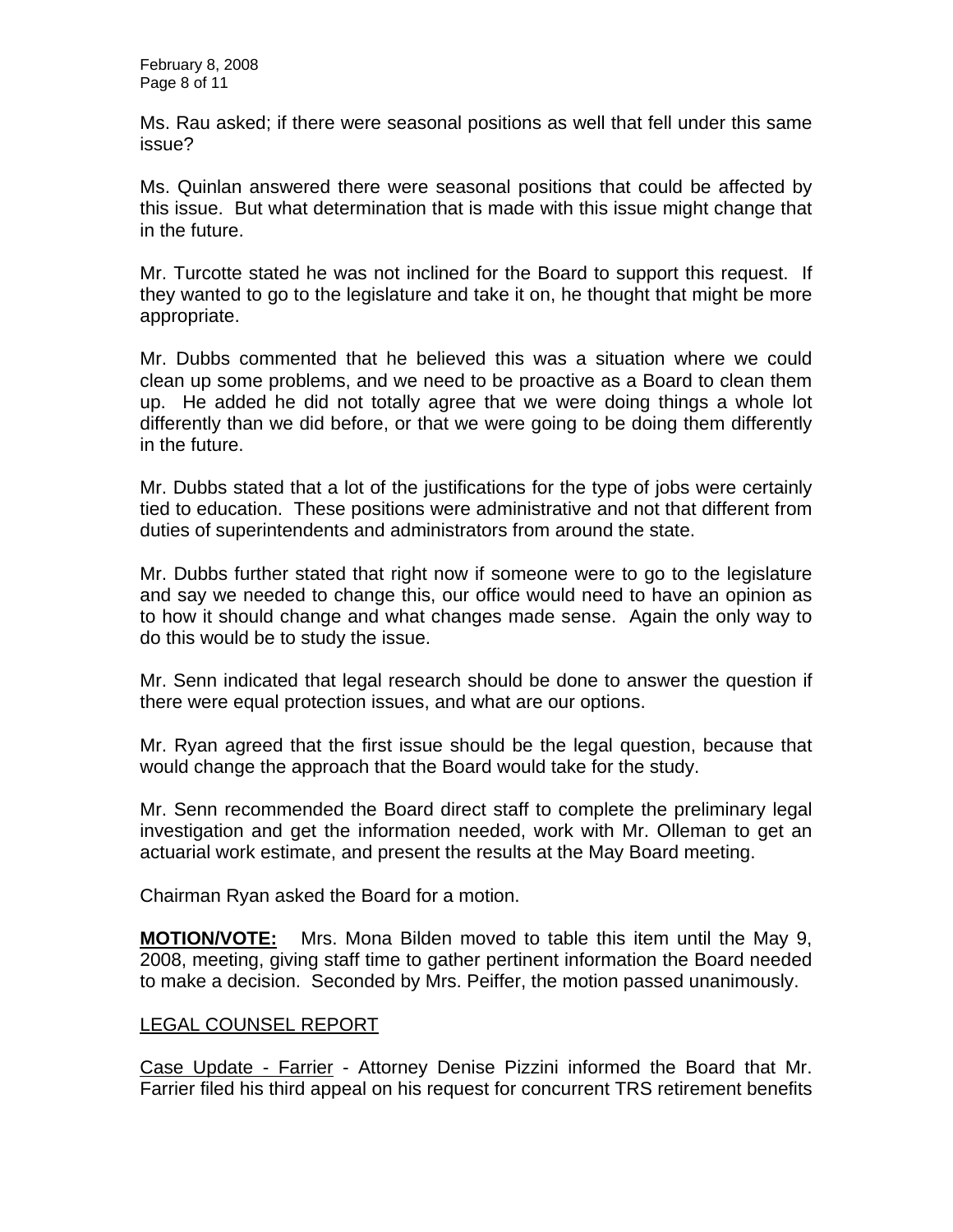Ms. Rau asked; if there were seasonal positions as well that fell under this same issue?

Ms. Quinlan answered there were seasonal positions that could be affected by this issue. But what determination that is made with this issue might change that in the future.

Mr. Turcotte stated he was not inclined for the Board to support this request. If they wanted to go to the legislature and take it on, he thought that might be more appropriate.

Mr. Dubbs commented that he believed this was a situation where we could clean up some problems, and we need to be proactive as a Board to clean them up. He added he did not totally agree that we were doing things a whole lot differently than we did before, or that we were going to be doing them differently in the future.

Mr. Dubbs stated that a lot of the justifications for the type of jobs were certainly tied to education. These positions were administrative and not that different from duties of superintendents and administrators from around the state.

Mr. Dubbs further stated that right now if someone were to go to the legislature and say we needed to change this, our office would need to have an opinion as to how it should change and what changes made sense. Again the only way to do this would be to study the issue.

Mr. Senn indicated that legal research should be done to answer the question if there were equal protection issues, and what are our options.

Mr. Ryan agreed that the first issue should be the legal question, because that would change the approach that the Board would take for the study.

Mr. Senn recommended the Board direct staff to complete the preliminary legal investigation and get the information needed, work with Mr. Olleman to get an actuarial work estimate, and present the results at the May Board meeting.

Chairman Ryan asked the Board for a motion.

**MOTION/VOTE:** Mrs. Mona Bilden moved to table this item until the May 9, 2008, meeting, giving staff time to gather pertinent information the Board needed to make a decision. Seconded by Mrs. Peiffer, the motion passed unanimously.

## LEGAL COUNSEL REPORT

Case Update - Farrier - Attorney Denise Pizzini informed the Board that Mr. Farrier filed his third appeal on his request for concurrent TRS retirement benefits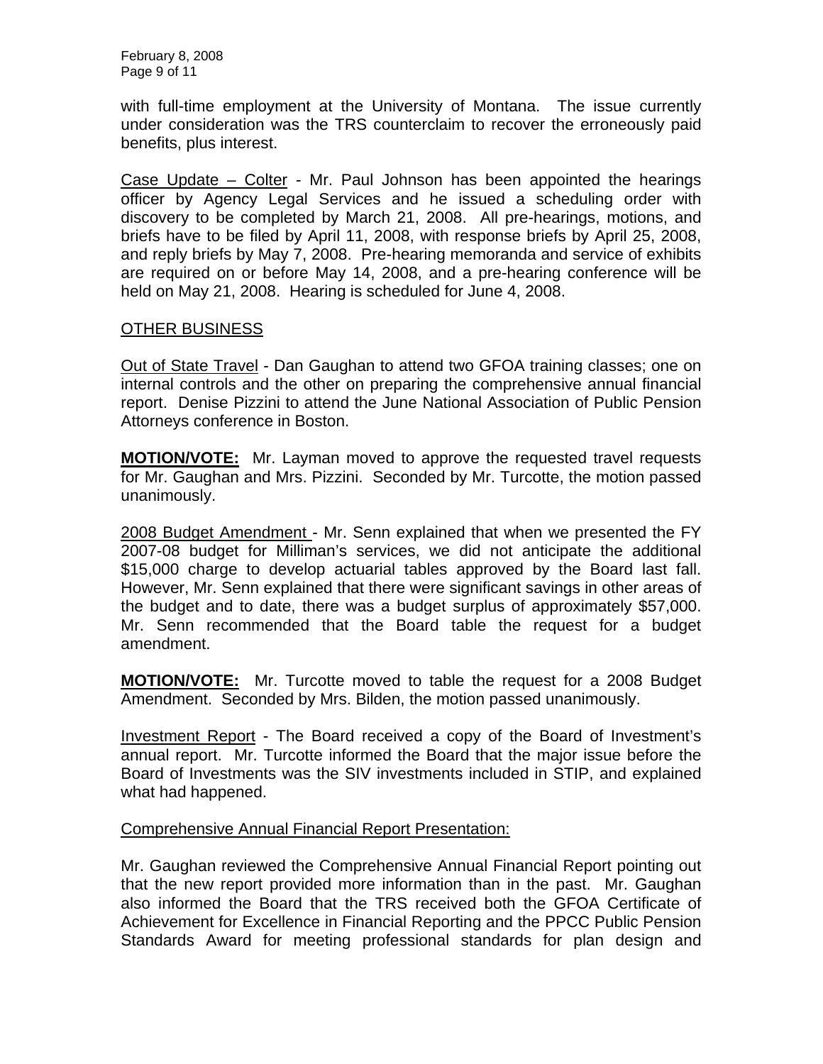with full-time employment at the University of Montana. The issue currently under consideration was the TRS counterclaim to recover the erroneously paid benefits, plus interest.

Case Update – Colter - Mr. Paul Johnson has been appointed the hearings officer by Agency Legal Services and he issued a scheduling order with discovery to be completed by March 21, 2008. All pre-hearings, motions, and briefs have to be filed by April 11, 2008, with response briefs by April 25, 2008, and reply briefs by May 7, 2008. Pre-hearing memoranda and service of exhibits are required on or before May 14, 2008, and a pre-hearing conference will be held on May 21, 2008. Hearing is scheduled for June 4, 2008.

## OTHER BUSINESS

Out of State Travel - Dan Gaughan to attend two GFOA training classes; one on internal controls and the other on preparing the comprehensive annual financial report. Denise Pizzini to attend the June National Association of Public Pension Attorneys conference in Boston.

**MOTION/VOTE:** Mr. Layman moved to approve the requested travel requests for Mr. Gaughan and Mrs. Pizzini. Seconded by Mr. Turcotte, the motion passed unanimously.

2008 Budget Amendment - Mr. Senn explained that when we presented the FY 2007-08 budget for Milliman's services, we did not anticipate the additional $15,000 charge to develop actuarial tables approved by the Board last fall. However, Mr. Senn explained that there were significant savings in other areas of the budget and to date, there was a budget surplus of approximately $57,000. Mr. Senn recommended that the Board table the request for a budget amendment.

**MOTION/VOTE:** Mr. Turcotte moved to table the request for a 2008 Budget Amendment. Seconded by Mrs. Bilden, the motion passed unanimously.

Investment Report - The Board received a copy of the Board of Investment's annual report. Mr. Turcotte informed the Board that the major issue before the Board of Investments was the SIV investments included in STIP, and explained what had happened.

Comprehensive Annual Financial Report Presentation:

Mr. Gaughan reviewed the Comprehensive Annual Financial Report pointing out that the new report provided more information than in the past. Mr. Gaughan also informed the Board that the TRS received both the GFOA Certificate of Achievement for Excellence in Financial Reporting and the PPCC Public Pension Standards Award for meeting professional standards for plan design and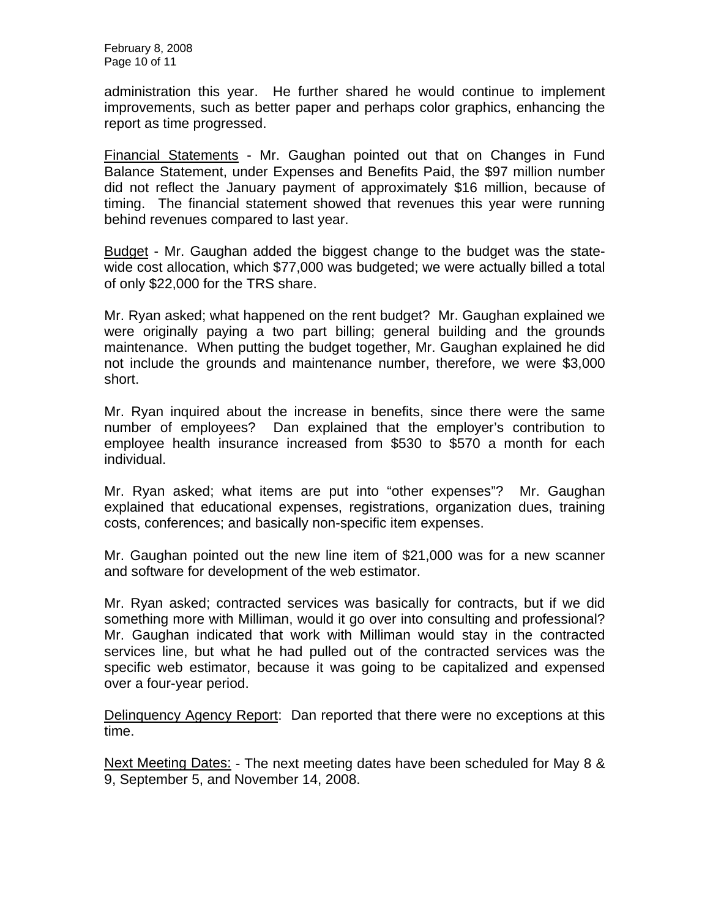administration this year. He further shared he would continue to implement improvements, such as better paper and perhaps color graphics, enhancing the report as time progressed.

Financial Statements - Mr. Gaughan pointed out that on Changes in Fund Balance Statement, under Expenses and Benefits Paid, the $97 million number did not reflect the January payment of approximately $16 million, because of timing. The financial statement showed that revenues this year were running behind revenues compared to last year.

Budget - Mr. Gaughan added the biggest change to the budget was the state-wide cost allocation, which $77,000 was budgeted; we were actually billed a total of only $22,000 for the TRS share.

Mr. Ryan asked; what happened on the rent budget? Mr. Gaughan explained we were originally paying a two part billing; general building and the grounds maintenance. When putting the budget together, Mr. Gaughan explained he did not include the grounds and maintenance number, therefore, we were $3,000 short.

Mr. Ryan inquired about the increase in benefits, since there were the same number of employees? Dan explained that the employer's contribution to employee health insurance increased from $530 to $570 a month for each individual.

Mr. Ryan asked; what items are put into "other expenses"? Mr. Gaughan explained that educational expenses, registrations, organization dues, training costs, conferences; and basically non-specific item expenses.

Mr. Gaughan pointed out the new line item of $21,000 was for a new scanner and software for development of the web estimator.

Mr. Ryan asked; contracted services was basically for contracts, but if we did something more with Milliman, would it go over into consulting and professional? Mr. Gaughan indicated that work with Milliman would stay in the contracted services line, but what he had pulled out of the contracted services was the specific web estimator, because it was going to be capitalized and expensed over a four-year period.

Delinquency Agency Report: Dan reported that there were no exceptions at this time.

Next Meeting Dates: - The next meeting dates have been scheduled for May 8 & 9, September 5, and November 14, 2008.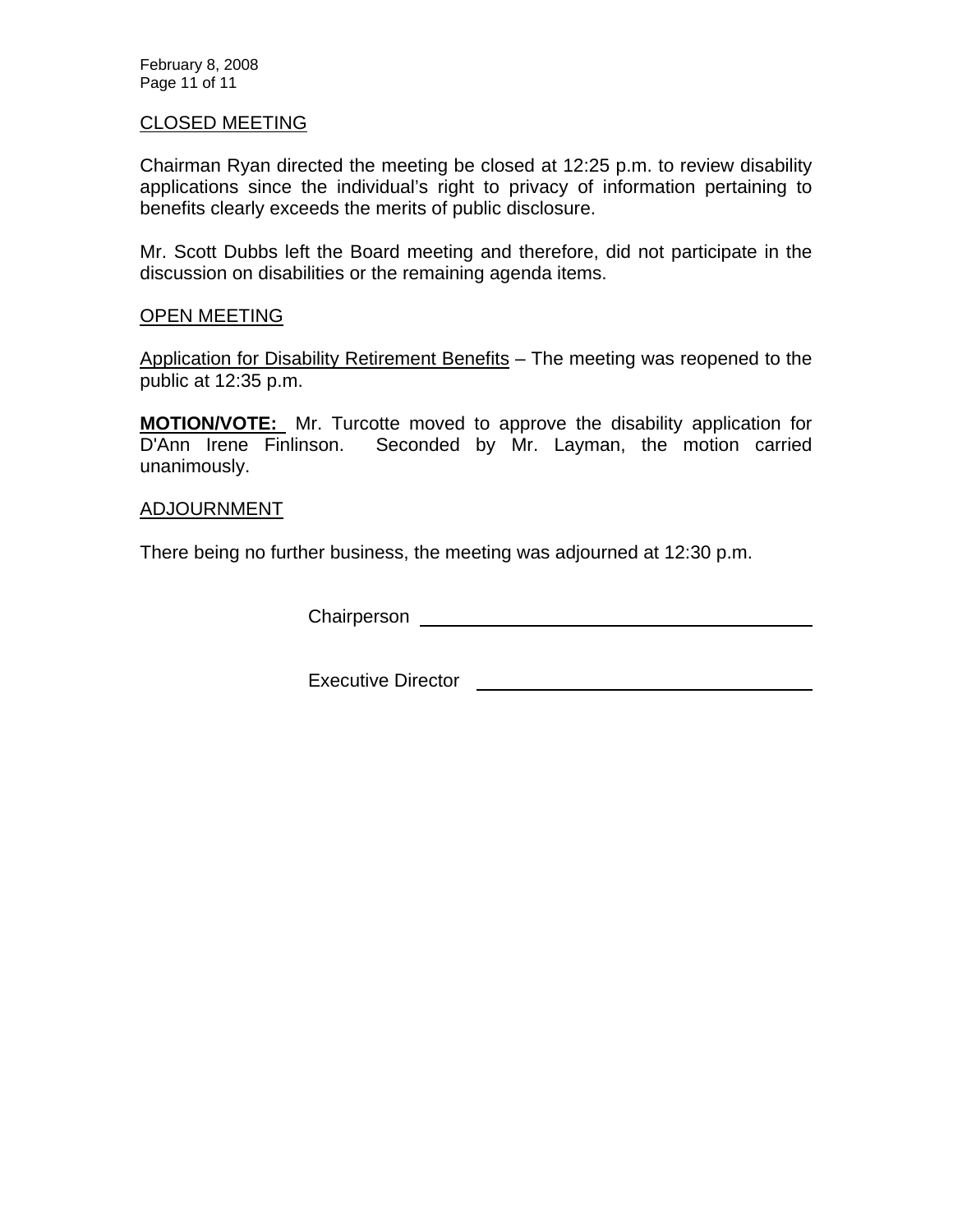CLOSED MEETING

Chairman Ryan directed the meeting be closed at 12:25 p.m. to review disability applications since the individual's right to privacy of information pertaining to benefits clearly exceeds the merits of public disclosure.

Mr. Scott Dubbs left the Board meeting and therefore, did not participate in the discussion on disabilities or the remaining agenda items.

OPEN MEETING

Application for Disability Retirement Benefits – The meeting was reopened to the public at 12:35 p.m.

**MOTION/VOTE:** Mr. Turcotte moved to approve the disability application for D'Ann Irene Finlinson. Seconded by Mr. Layman, the motion carried unanimously.

ADJOURNMENT

There being no further business, the meeting was adjourned at 12:30 p.m.

Chairperson \_\_\_\_\_\_\_\_\_\_\_\_\_\_\_\_\_\_\_\_\_\_\_\_\_\_\_\_\_\_\_\_\_\_\_\_

Executive Director \_\_\_\_\_\_\_\_\_\_\_\_\_\_\_\_\_\_\_\_\_\_\_\_\_\_\_\_\_\_\_\_